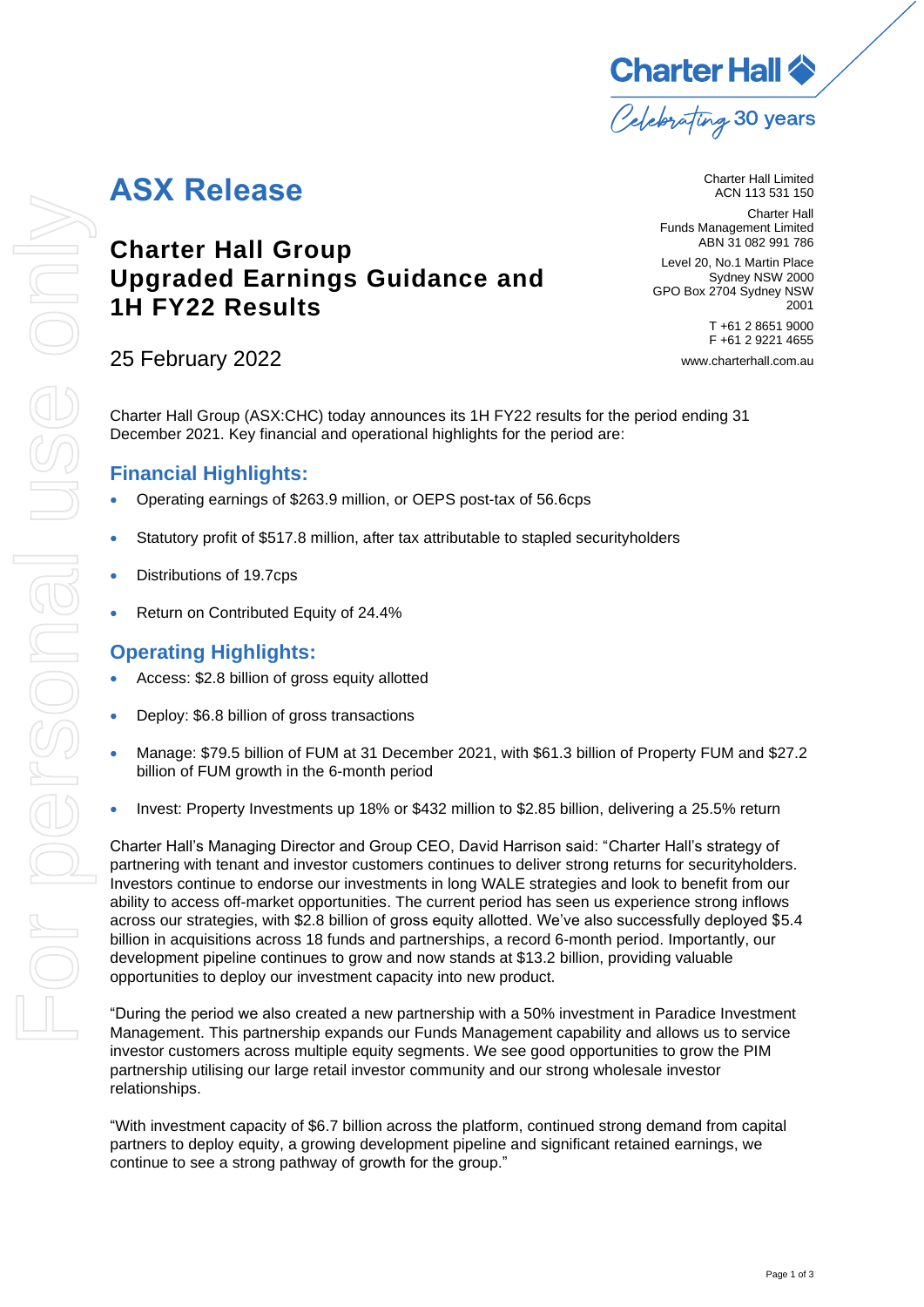# ASX Release

Charter Hall Limited
ACN 113 531 150

Charter Hall
Funds Management Limited
ABN 31 082 991 786

Level 20, No.1 Martin Place
Sydney NSW 2000
GPO Box 2704 Sydney NSW 2001

T +61 2 8651 9000
F +61 2 9221 4655

www.charterhall.com.au

## Charter Hall Group Upgraded Earnings Guidance and 1H FY22 Results

25 February 2022

Charter Hall Group (ASX:CHC) today announces its 1H FY22 results for the period ending 31 December 2021. Key financial and operational highlights for the period are:

### Financial Highlights:

- Operating earnings of $263.9 million, or OEPS post-tax of 56.6cps
- Statutory profit of $517.8 million, after tax attributable to stapled securityholders
- Distributions of 19.7cps
- Return on Contributed Equity of 24.4%

### Operating Highlights:

- Access: $2.8 billion of gross equity allotted
- Deploy: $6.8 billion of gross transactions
- Manage: $79.5 billion of FUM at 31 December 2021, with $61.3 billion of Property FUM and $27.2 billion of FUM growth in the 6-month period
- Invest: Property Investments up 18% or $432 million to $2.85 billion, delivering a 25.5% return

Charter Hall's Managing Director and Group CEO, David Harrison said: "Charter Hall's strategy of partnering with tenant and investor customers continues to deliver strong returns for securityholders. Investors continue to endorse our investments in long WALE strategies and look to benefit from our ability to access off-market opportunities. The current period has seen us experience strong inflows across our strategies, with $2.8 billion of gross equity allotted. We've also successfully deployed $5.4 billion in acquisitions across 18 funds and partnerships, a record 6-month period. Importantly, our development pipeline continues to grow and now stands at $13.2 billion, providing valuable opportunities to deploy our investment capacity into new product.

"During the period we also created a new partnership with a 50% investment in Paradice Investment Management. This partnership expands our Funds Management capability and allows us to service investor customers across multiple equity segments. We see good opportunities to grow the PIM partnership utilising our large retail investor community and our strong wholesale investor relationships.

"With investment capacity of $6.7 billion across the platform, continued strong demand from capital partners to deploy equity, a growing development pipeline and significant retained earnings, we continue to see a strong pathway of growth for the group."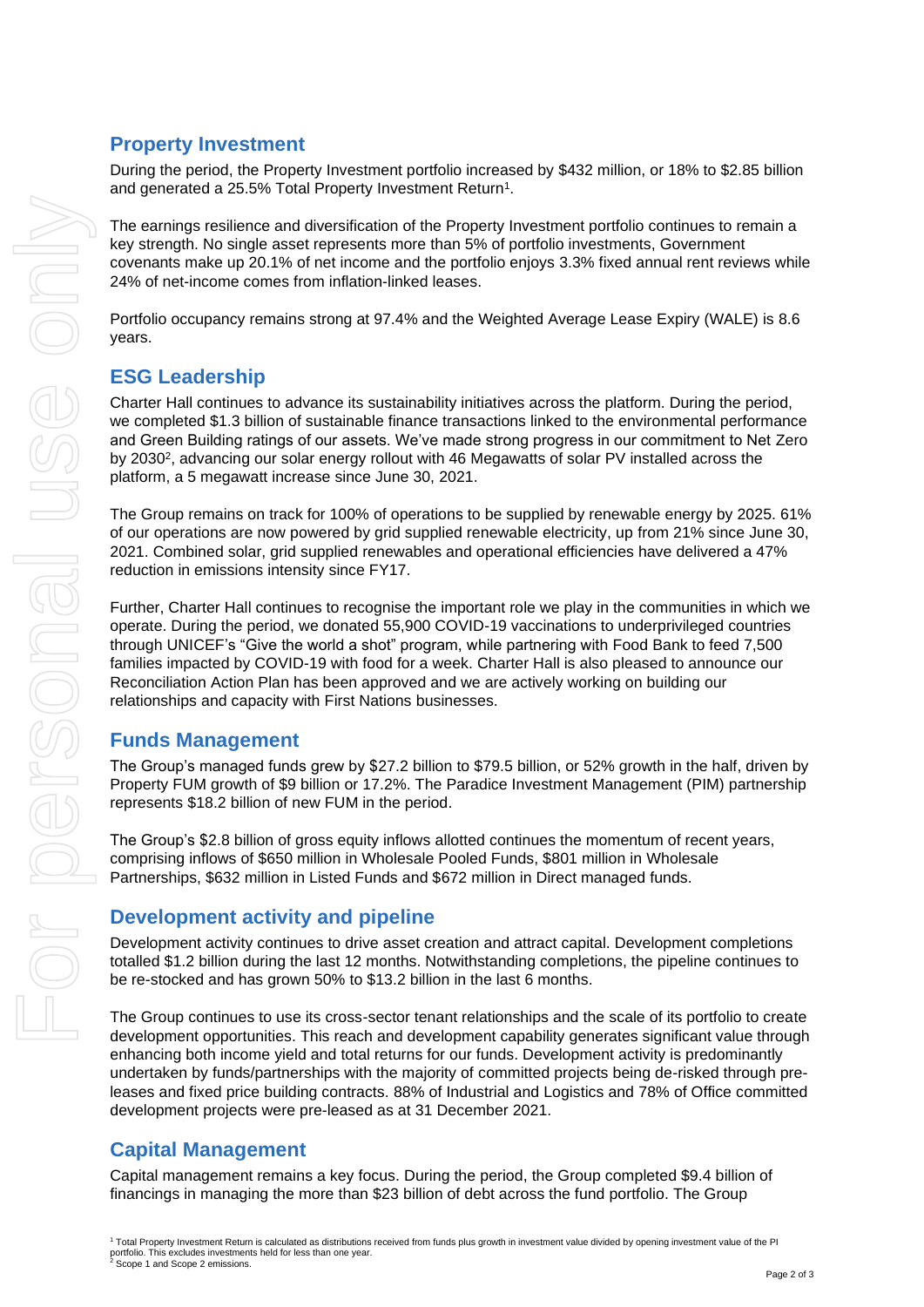## Property Investment

During the period, the Property Investment portfolio increased by $432 million, or 18% to $2.85 billion and generated a 25.5% Total Property Investment Return[1].

The earnings resilience and diversification of the Property Investment portfolio continues to remain a key strength. No single asset represents more than 5% of portfolio investments, Government covenants make up 20.1% of net income and the portfolio enjoys 3.3% fixed annual rent reviews while 24% of net-income comes from inflation-linked leases.

Portfolio occupancy remains strong at 97.4% and the Weighted Average Lease Expiry (WALE) is 8.6 years.

## ESG Leadership

Charter Hall continues to advance its sustainability initiatives across the platform. During the period, we completed $1.3 billion of sustainable finance transactions linked to the environmental performance and Green Building ratings of our assets. We've made strong progress in our commitment to Net Zero by 2030[2], advancing our solar energy rollout with 46 Megawatts of solar PV installed across the platform, a 5 megawatt increase since June 30, 2021.

The Group remains on track for 100% of operations to be supplied by renewable energy by 2025. 61% of our operations are now powered by grid supplied renewable electricity, up from 21% since June 30, 2021. Combined solar, grid supplied renewables and operational efficiencies have delivered a 47% reduction in emissions intensity since FY17.

Further, Charter Hall continues to recognise the important role we play in the communities in which we operate. During the period, we donated 55,900 COVID-19 vaccinations to underprivileged countries through UNICEF's "Give the world a shot" program, while partnering with Food Bank to feed 7,500 families impacted by COVID-19 with food for a week. Charter Hall is also pleased to announce our Reconciliation Action Plan has been approved and we are actively working on building our relationships and capacity with First Nations businesses.

## Funds Management

The Group's managed funds grew by $27.2 billion to $79.5 billion, or 52% growth in the half, driven by Property FUM growth of $9 billion or 17.2%. The Paradice Investment Management (PIM) partnership represents $18.2 billion of new FUM in the period.

The Group's $2.8 billion of gross equity inflows allotted continues the momentum of recent years, comprising inflows of $650 million in Wholesale Pooled Funds, $801 million in Wholesale Partnerships, $632 million in Listed Funds and $672 million in Direct managed funds.

## Development activity and pipeline

Development activity continues to drive asset creation and attract capital. Development completions totalled $1.2 billion during the last 12 months. Notwithstanding completions, the pipeline continues to be re-stocked and has grown 50% to $13.2 billion in the last 6 months.

The Group continues to use its cross-sector tenant relationships and the scale of its portfolio to create development opportunities. This reach and development capability generates significant value through enhancing both income yield and total returns for our funds. Development activity is predominantly undertaken by funds/partnerships with the majority of committed projects being de-risked through pre-leases and fixed price building contracts. 88% of Industrial and Logistics and 78% of Office committed development projects were pre-leased as at 31 December 2021.

## Capital Management

Capital management remains a key focus. During the period, the Group completed $9.4 billion of financings in managing the more than $23 billion of debt across the fund portfolio. The Group

[1] Total Property Investment Return is calculated as distributions received from funds plus growth in investment value divided by opening investment value of the PI portfolio. This excludes investments held for less than one year.
[2] Scope 1 and Scope 2 emissions.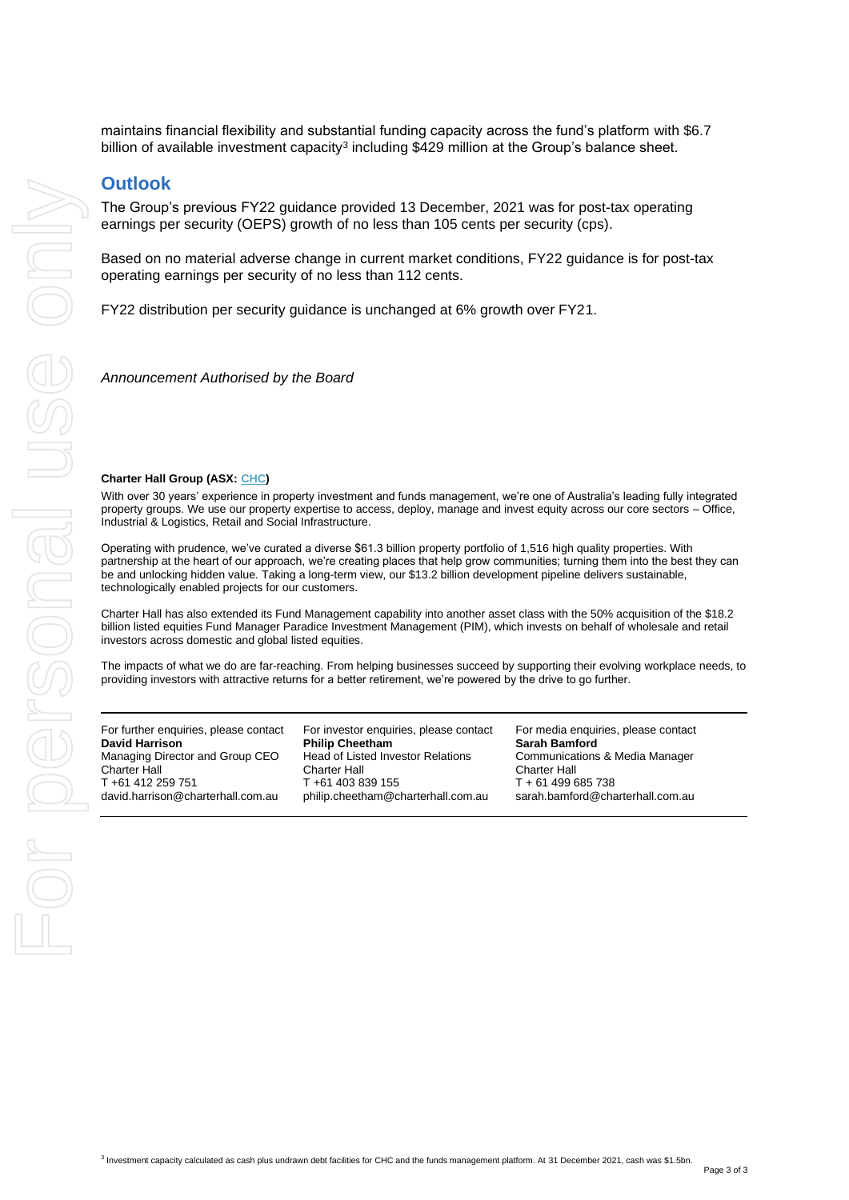maintains financial flexibility and substantial funding capacity across the fund's platform with $6.7 billion of available investment capacity[3] including $429 million at the Group's balance sheet.

## Outlook

The Group's previous FY22 guidance provided 13 December, 2021 was for post-tax operating earnings per security (OEPS) growth of no less than 105 cents per security (cps).

Based on no material adverse change in current market conditions, FY22 guidance is for post-tax operating earnings per security of no less than 112 cents.

FY22 distribution per security guidance is unchanged at 6% growth over FY21.

*Announcement Authorised by the Board*

**Charter Hall Group (ASX: CHC)**

With over 30 years' experience in property investment and funds management, we're one of Australia's leading fully integrated property groups. We use our property expertise to access, deploy, manage and invest equity across our core sectors – Office, Industrial & Logistics, Retail and Social Infrastructure.

Operating with prudence, we've curated a diverse $61.3 billion property portfolio of 1,516 high quality properties. With partnership at the heart of our approach, we're creating places that help grow communities; turning them into the best they can be and unlocking hidden value. Taking a long-term view, our $13.2 billion development pipeline delivers sustainable, technologically enabled projects for our customers.

Charter Hall has also extended its Fund Management capability into another asset class with the 50% acquisition of the $18.2 billion listed equities Fund Manager Paradice Investment Management (PIM), which invests on behalf of wholesale and retail investors across domestic and global listed equities.

The impacts of what we do are far-reaching. From helping businesses succeed by supporting their evolving workplace needs, to providing investors with attractive returns for a better retirement, we're powered by the drive to go further.

For further enquiries, please contact
**David Harrison**
Managing Director and Group CEO
Charter Hall
T +61 412 259 751
david.harrison@charterhall.com.au

For investor enquiries, please contact
**Philip Cheetham**
Head of Listed Investor Relations
Charter Hall
T +61 403 839 155
philip.cheetham@charterhall.com.au

For media enquiries, please contact
**Sarah Bamford**
Communications & Media Manager
Charter Hall
T + 61 499 685 738
sarah.bamford@charterhall.com.au

[3] Investment capacity calculated as cash plus undrawn debt facilities for CHC and the funds management platform. At 31 December 2021, cash was $1.5bn.